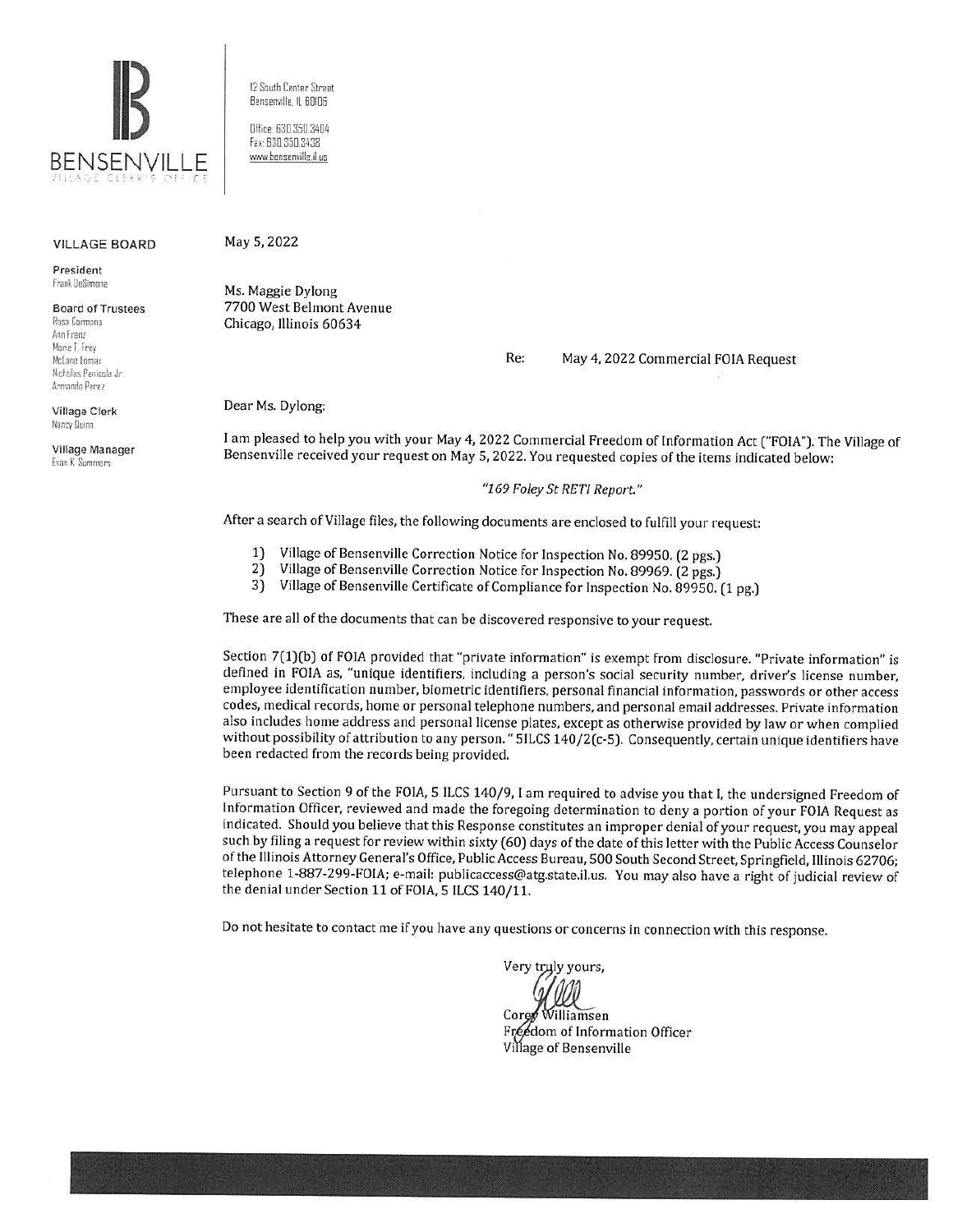BENSENVILLE

VILLAGE CLERK'S OFFICE

12 South Center Street
Bensenville, IL 60106

Office: 630.350.3404
Fax: 630.350.3438
www.bensenville.il.us

**VILLAGE BOARD**

**President**
Frank DeSimone

**Board of Trustees**
Rosa Carmona
Ann Franz
Marie T. Frey
McLane Lomax
Nicholas Panicola Jr.
Armando Perez

**Village Clerk**
Nancy Quinn

**Village Manager**
Evan K. Summers

May 5, 2022

Ms. Maggie Dylong
7700 West Belmont Avenue
Chicago, Illinois 60634

Re: May 4, 2022 Commercial FOIA Request

Dear Ms. Dylong:

I am pleased to help you with your May 4, 2022 Commercial Freedom of Information Act ("FOIA"). The Village of Bensenville received your request on May 5, 2022. You requested copies of the items indicated below:

*"169 Foley St RETI Report."*

After a search of Village files, the following documents are enclosed to fulfill your request:

1) Village of Bensenville Correction Notice for Inspection No. 89950. (2 pgs.)
2) Village of Bensenville Correction Notice for Inspection No. 89969. (2 pgs.)
3) Village of Bensenville Certificate of Compliance for Inspection No. 89950. (1 pg.)

These are all of the documents that can be discovered responsive to your request.

Section 7(1)(b) of FOIA provided that "private information" is exempt from disclosure. "Private information" is defined in FOIA as, "unique identifiers, including a person's social security number, driver's license number, employee identification number, biometric identifiers, personal financial information, passwords or other access codes, medical records, home or personal telephone numbers, and personal email addresses. Private information also includes home address and personal license plates, except as otherwise provided by law or when complied without possibility of attribution to any person." 5ILCS 140/2(c-5). Consequently, certain unique identifiers have been redacted from the records being provided.

Pursuant to Section 9 of the FOIA, 5 ILCS 140/9, I am required to advise you that I, the undersigned Freedom of Information Officer, reviewed and made the foregoing determination to deny a portion of your FOIA Request as indicated. Should you believe that this Response constitutes an improper denial of your request, you may appeal such by filing a request for review within sixty (60) days of the date of this letter with the Public Access Counselor of the Illinois Attorney General's Office, Public Access Bureau, 500 South Second Street, Springfield, Illinois 62706; telephone 1-887-299-FOIA; e-mail: publicaccess@atg.state.il.us. You may also have a right of judicial review of the denial under Section 11 of FOIA, 5 ILCS 140/11.

Do not hesitate to contact me if you have any questions or concerns in connection with this response.

Very truly yours,

Corey Williamsen
Freedom of Information Officer
Village of Bensenville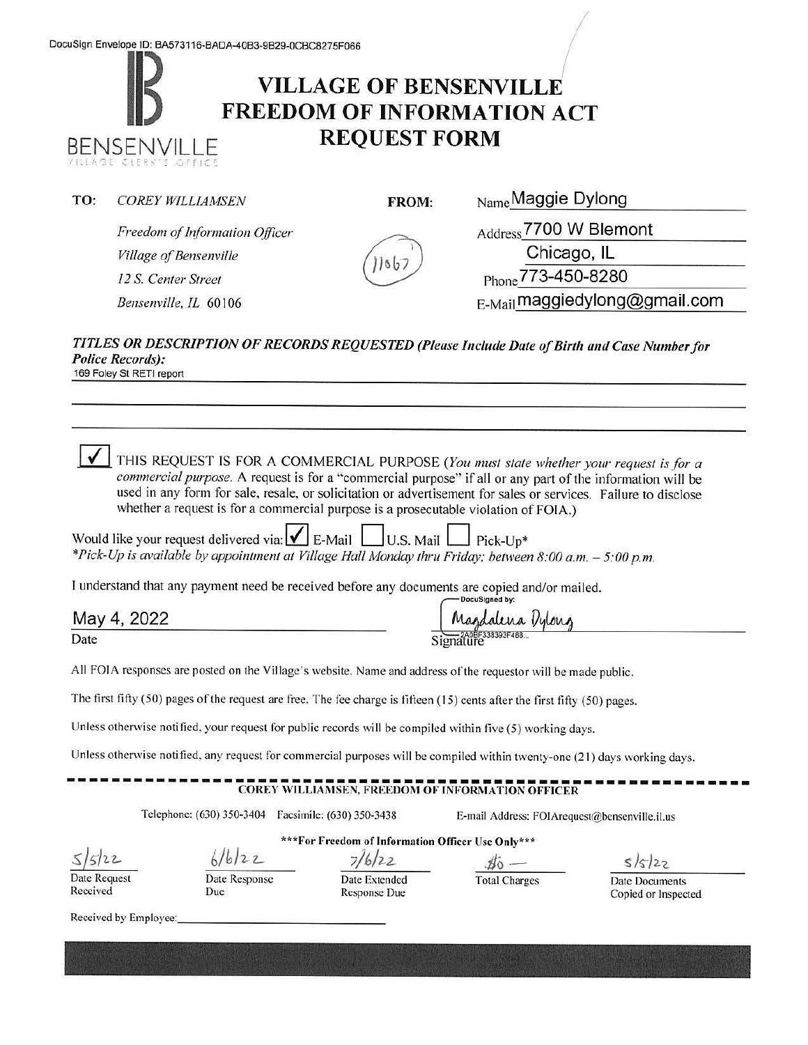DocuSign Envelope ID: BA573116-BADA-40B3-9B29-0CBC8275F066

BENSENVILLE
VILLAGE CLERK'S OFFICE

# VILLAGE OF BENSENVILLE FREEDOM OF INFORMATION ACT REQUEST FORM

**TO:** *COREY WILLIAMSEN*
*Freedom of Information Officer*
*Village of Bensenville*
*12 S. Center Street*
*Bensenville, IL 60106*

11067

**FROM:**
Name Maggie Dylong
Address 7700 W Blemont
Chicago, IL
Phone 773-450-8280
E-Mail maggiedylong@gmail.com

***TITLES OR DESCRIPTION OF RECORDS REQUESTED (Please Include Date of Birth and Case Number for Police Records):***
169 Foley St RETI report

☑ THIS REQUEST IS FOR A COMMERCIAL PURPOSE (*You must state whether your request is for a commercial purpose.* A request is for a "commercial purpose" if all or any part of the information will be used in any form for sale, resale, or solicitation or advertisement for sales or services. Failure to disclose whether a request is for a commercial purpose is a prosecutable violation of FOIA.)

Would like your request delivered via: ☑ E-Mail ☐ U.S. Mail ☐ Pick-Up*
**Pick-Up is available by appointment at Village Hall Monday thru Friday; between 8:00 a.m. – 5:00 p.m.*

I understand that any payment need be received before any documents are copied and/or mailed.

May 4, 2022
Date

DocuSigned by:
Magdalena Dylong
2A0BF338393F488...
Signature

All FOIA responses are posted on the Village's website. Name and address of the requestor will be made public.

The first fifty (50) pages of the request are free. The fee charge is fifteen (15) cents after the first fifty (50) pages.

Unless otherwise notified, your request for public records will be compiled within five (5) working days.

Unless otherwise notified, any request for commercial purposes will be compiled within twenty-one (21) days working days.

---

**COREY WILLIAMSEN, FREEDOM OF INFORMATION OFFICER**

Telephone: (630) 350-3404 Facsimile: (630) 350-3438 E-mail Address: FOIArequest@bensenville.il.us

*****For Freedom of Information Officer Use Only*****

| 5/5/22 | 6/6/22 | 7/6/22 | $0 — | 5/5/22 |
|---|---|---|---|---|
| Date Request Received | Date Response Due | Date Extended Response Due | Total Charges | Date Documents Copied or Inspected |

Received by Employee: ____________________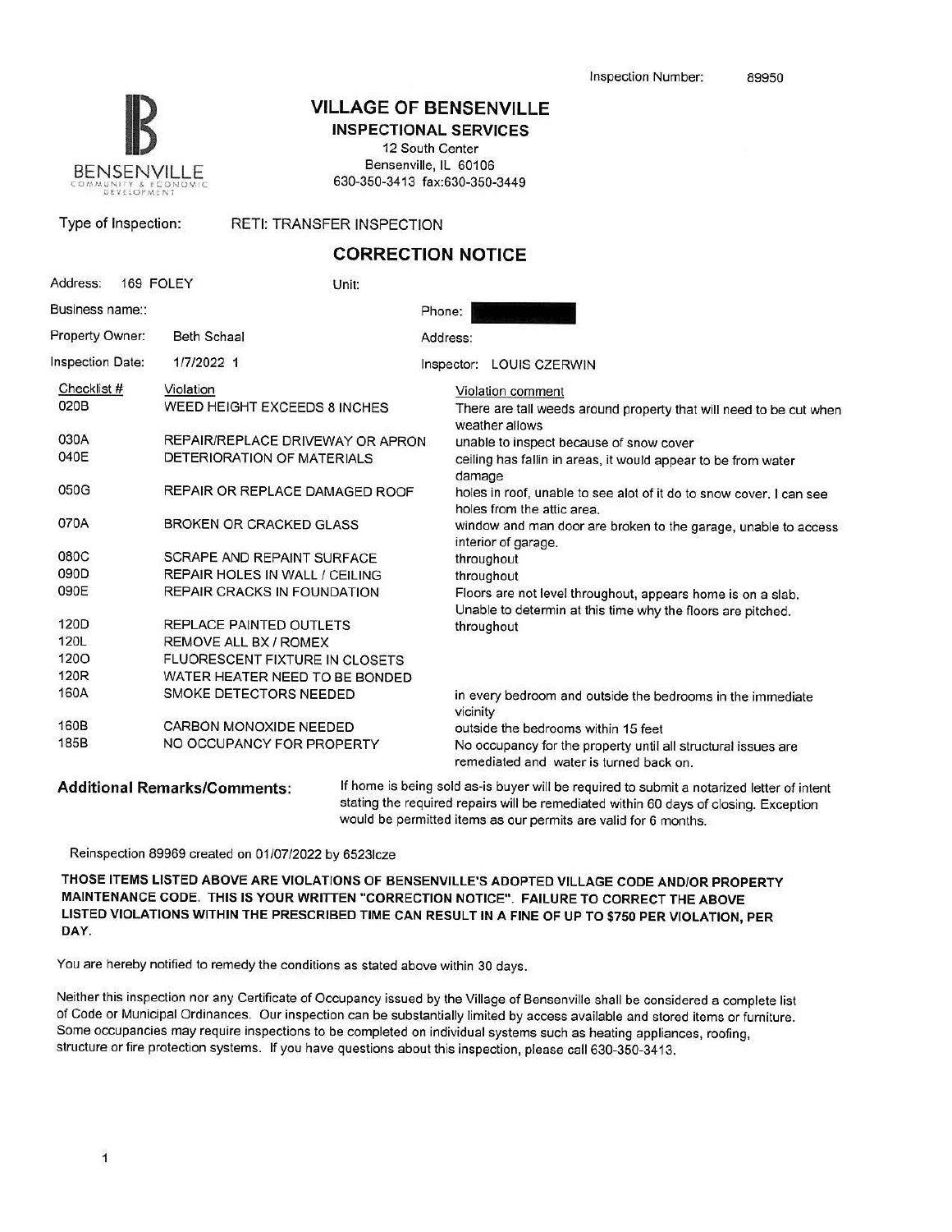Inspection Number: 89950

BENSENVILLE
COMMUNITY & ECONOMIC DEVELOPMENT

# VILLAGE OF BENSENVILLE

## INSPECTIONAL SERVICES

12 South Center
Bensenville, IL 60106
630-350-3413 fax:630-350-3449

Type of Inspection: RETI: TRANSFER INSPECTION

## CORRECTION NOTICE

Address: 169 FOLEY Unit:

Business name::

Phone:

Property Owner: Beth Schaal

Address:

Inspection Date: 1/7/2022 1

Inspector: LOUIS CZERWIN

| Checklist # | Violation | Violation comment |
|---|---|---|
| 020B | WEED HEIGHT EXCEEDS 8 INCHES | There are tall weeds around property that will need to be cut when weather allows |
| 030A | REPAIR/REPLACE DRIVEWAY OR APRON | unable to inspect because of snow cover |
| 040E | DETERIORATION OF MATERIALS | ceiling has fallin in areas, it would appear to be from water damage |
| 050G | REPAIR OR REPLACE DAMAGED ROOF | holes in roof, unable to see alot of it do to snow cover. I can see holes from the attic area. |
| 070A | BROKEN OR CRACKED GLASS | window and man door are broken to the garage, unable to access interior of garage. |
| 080C | SCRAPE AND REPAINT SURFACE | throughout |
| 090D | REPAIR HOLES IN WALL / CEILING | throughout |
| 090E | REPAIR CRACKS IN FOUNDATION | Floors are not level throughout, appears home is on a slab. Unable to determin at this time why the floors are pitched. |
| 120D | REPLACE PAINTED OUTLETS | throughout |
| 120L | REMOVE ALL BX / ROMEX | |
| 120O | FLUORESCENT FIXTURE IN CLOSETS | |
| 120R | WATER HEATER NEED TO BE BONDED | |
| 160A | SMOKE DETECTORS NEEDED | in every bedroom and outside the bedrooms in the immediate vicinity |
| 160B | CARBON MONOXIDE NEEDED | outside the bedrooms within 15 feet |
| 185B | NO OCCUPANCY FOR PROPERTY | No occupancy for the property until all structural issues are remediated and water is turned back on. |

**Additional Remarks/Comments:** If home is being sold as-is buyer will be required to submit a notarized letter of intent stating the required repairs will be remediated within 60 days of closing. Exception would be permitted items as our permits are valid for 6 months.

Reinspection 89969 created on 01/07/2022 by 6523lcze

**THOSE ITEMS LISTED ABOVE ARE VIOLATIONS OF BENSENVILLE'S ADOPTED VILLAGE CODE AND/OR PROPERTY MAINTENANCE CODE. THIS IS YOUR WRITTEN "CORRECTION NOTICE". FAILURE TO CORRECT THE ABOVE LISTED VIOLATIONS WITHIN THE PRESCRIBED TIME CAN RESULT IN A FINE OF UP TO $750 PER VIOLATION, PER DAY.**

You are hereby notified to remedy the conditions as stated above within 30 days.

Neither this inspection nor any Certificate of Occupancy issued by the Village of Bensenville shall be considered a complete list of Code or Municipal Ordinances. Our inspection can be substantially limited by access available and stored items or furniture. Some occupancies may require inspections to be completed on individual systems such as heating appliances, roofing, structure or fire protection systems. If you have questions about this inspection, please call 630-350-3413.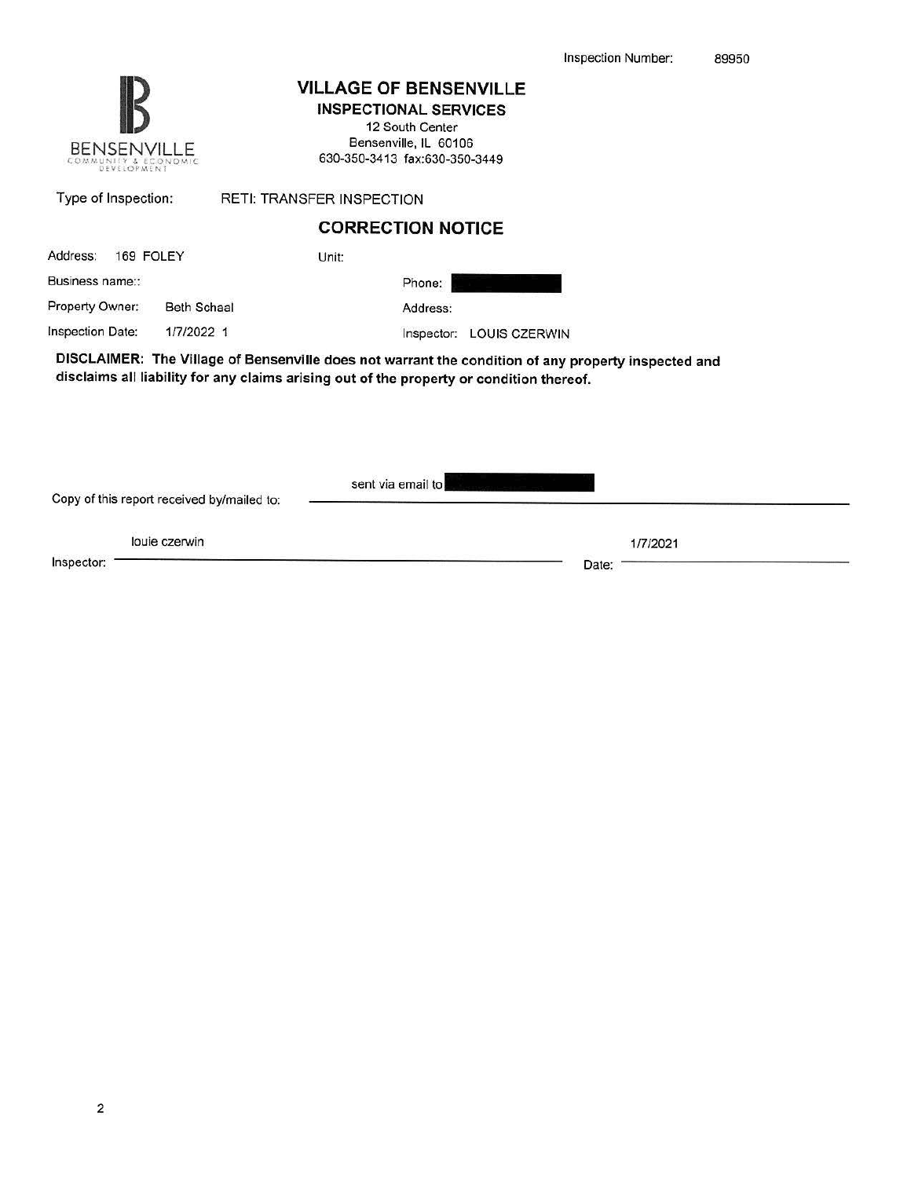Inspection Number: 89950

**BENSENVILLE**
COMMUNITY & ECONOMIC DEVELOPMENT

# VILLAGE OF BENSENVILLE

## INSPECTIONAL SERVICES

12 South Center
Bensenville, IL 60106
630-350-3413 fax:630-350-3449

Type of Inspection: RETI: TRANSFER INSPECTION

## CORRECTION NOTICE

| | | | |
|---|---|---|---|
| Address: | 169 FOLEY | Unit: | |
| Business name:: | | Phone: | ████████ |
| Property Owner: | Beth Schaal | Address: | |
| Inspection Date: | 1/7/2022 1 | Inspector: | LOUIS CZERWIN |

**DISCLAIMER: The Village of Bensenville does not warrant the condition of any property inspected and disclaims all liability for any claims arising out of the property or condition thereof.**

Copy of this report received by/mailed to: sent via email to ████████

Inspector: louie czerwin

Date: 1/7/2021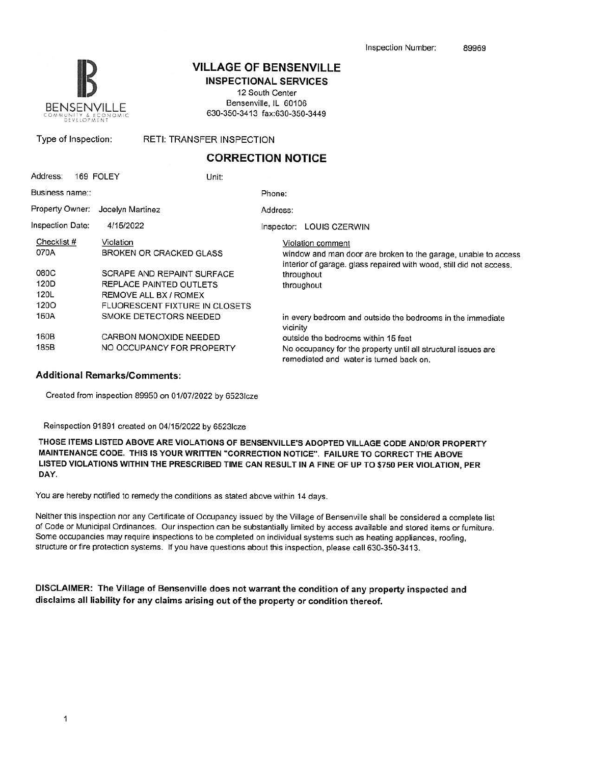Inspection Number: 89969

BENSENVILLE
COMMUNITY & ECONOMIC DEVELOPMENT

# VILLAGE OF BENSENVILLE

## INSPECTIONAL SERVICES

12 South Center
Bensenville, IL 60106
630-350-3413 fax:630-350-3449

Type of Inspection: RETI: TRANSFER INSPECTION

## CORRECTION NOTICE

| | | | |
|---|---|---|---|
| Address: | 169 FOLEY | Unit: | |
| Business name:: | | Phone: | |
| Property Owner: | Jocelyn Martinez | Address: | |
| Inspection Date: | 4/15/2022 | Inspector: | LOUIS CZERWIN |

| Checklist # | Violation | Violation comment |
|---|---|---|
| 070A | BROKEN OR CRACKED GLASS | window and man door are broken to the garage, unable to access interior of garage. glass repaired with wood, still did not access. |
| 080C | SCRAPE AND REPAINT SURFACE | throughout |
| 120D | REPLACE PAINTED OUTLETS | throughout |
| 120L | REMOVE ALL BX / ROMEX | |
| 120O | FLUORESCENT FIXTURE IN CLOSETS | |
| 160A | SMOKE DETECTORS NEEDED | in every bedroom and outside the bedrooms in the immediate vicinity |
| 160B | CARBON MONOXIDE NEEDED | outside the bedrooms within 15 feet |
| 185B | NO OCCUPANCY FOR PROPERTY | No occupancy for the property until all structural issues are remediated and water is turned back on. |

### Additional Remarks/Comments:

Created from inspection 89950 on 01/07/2022 by 6523lcze

Reinspection 91891 created on 04/15/2022 by 6523lcze

**THOSE ITEMS LISTED ABOVE ARE VIOLATIONS OF BENSENVILLE'S ADOPTED VILLAGE CODE AND/OR PROPERTY MAINTENANCE CODE. THIS IS YOUR WRITTEN "CORRECTION NOTICE". FAILURE TO CORRECT THE ABOVE LISTED VIOLATIONS WITHIN THE PRESCRIBED TIME CAN RESULT IN A FINE OF UP TO $750 PER VIOLATION, PER DAY.**

You are hereby notified to remedy the conditions as stated above within 14 days.

Neither this inspection nor any Certificate of Occupancy issued by the Village of Bensenville shall be considered a complete list of Code or Municipal Ordinances. Our inspection can be substantially limited by access available and stored items or furniture. Some occupancies may require inspections to be completed on individual systems such as heating appliances, roofing, structure or fire protection systems. If you have questions about this inspection, please call 630-350-3413.

**DISCLAIMER: The Village of Bensenville does not warrant the condition of any property inspected and disclaims all liability for any claims arising out of the property or condition thereof.**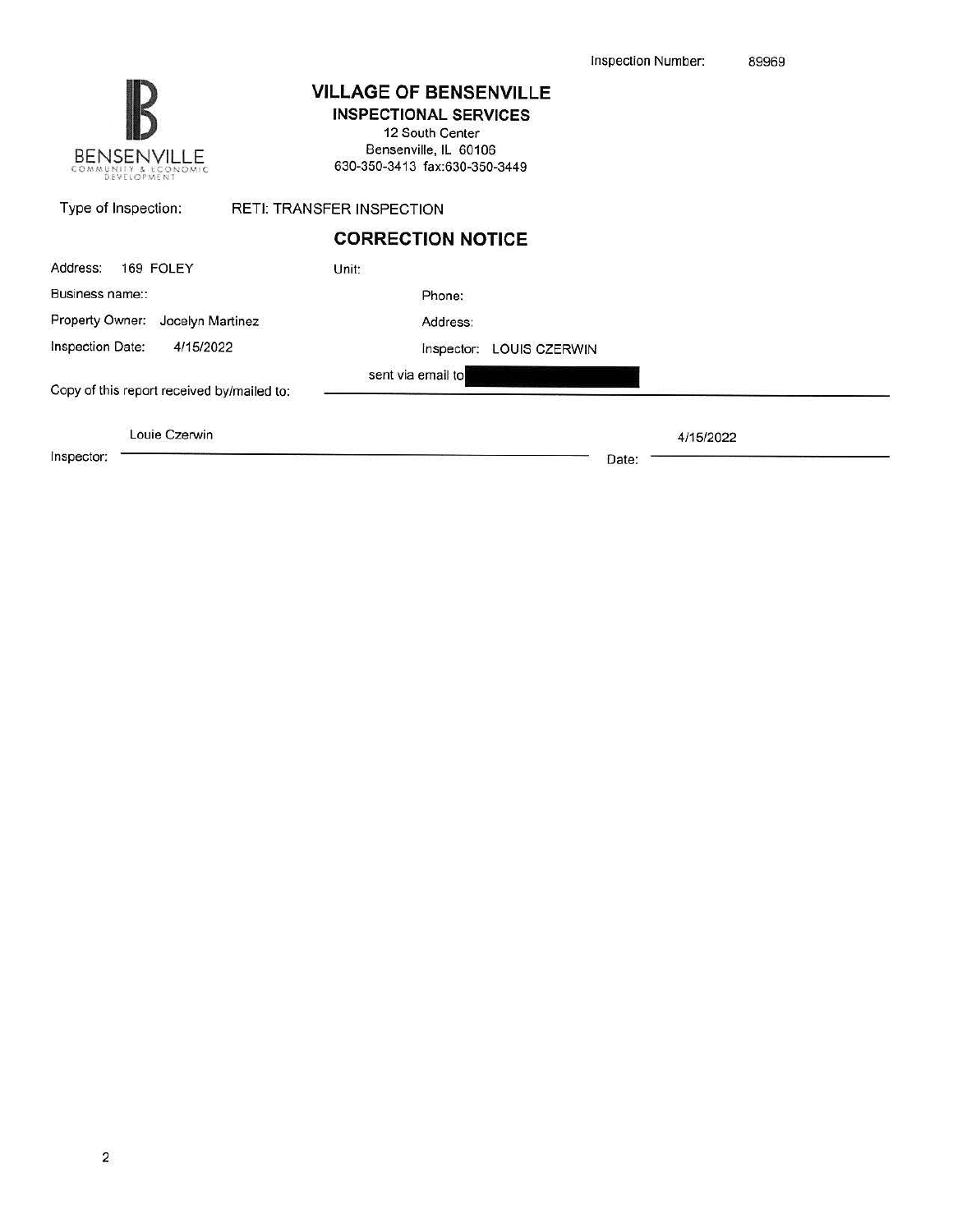Inspection Number: 89969

BENSENVILLE
COMMUNITY & ECONOMIC DEVELOPMENT

# VILLAGE OF BENSENVILLE

**INSPECTIONAL SERVICES**

12 South Center
Bensenville, IL 60106
630-350-3413 fax:630-350-3449

Type of Inspection: RETI: TRANSFER INSPECTION

## CORRECTION NOTICE

Address: 169 FOLEY
Unit:

Business name::
Phone:

Property Owner: Jocelyn Martinez
Address:

Inspection Date: 4/15/2022
Inspector: LOUIS CZERWIN

Copy of this report received by/mailed to: sent via email to [REDACTED]

Inspector: Louie Czerwin
Date: 4/15/2022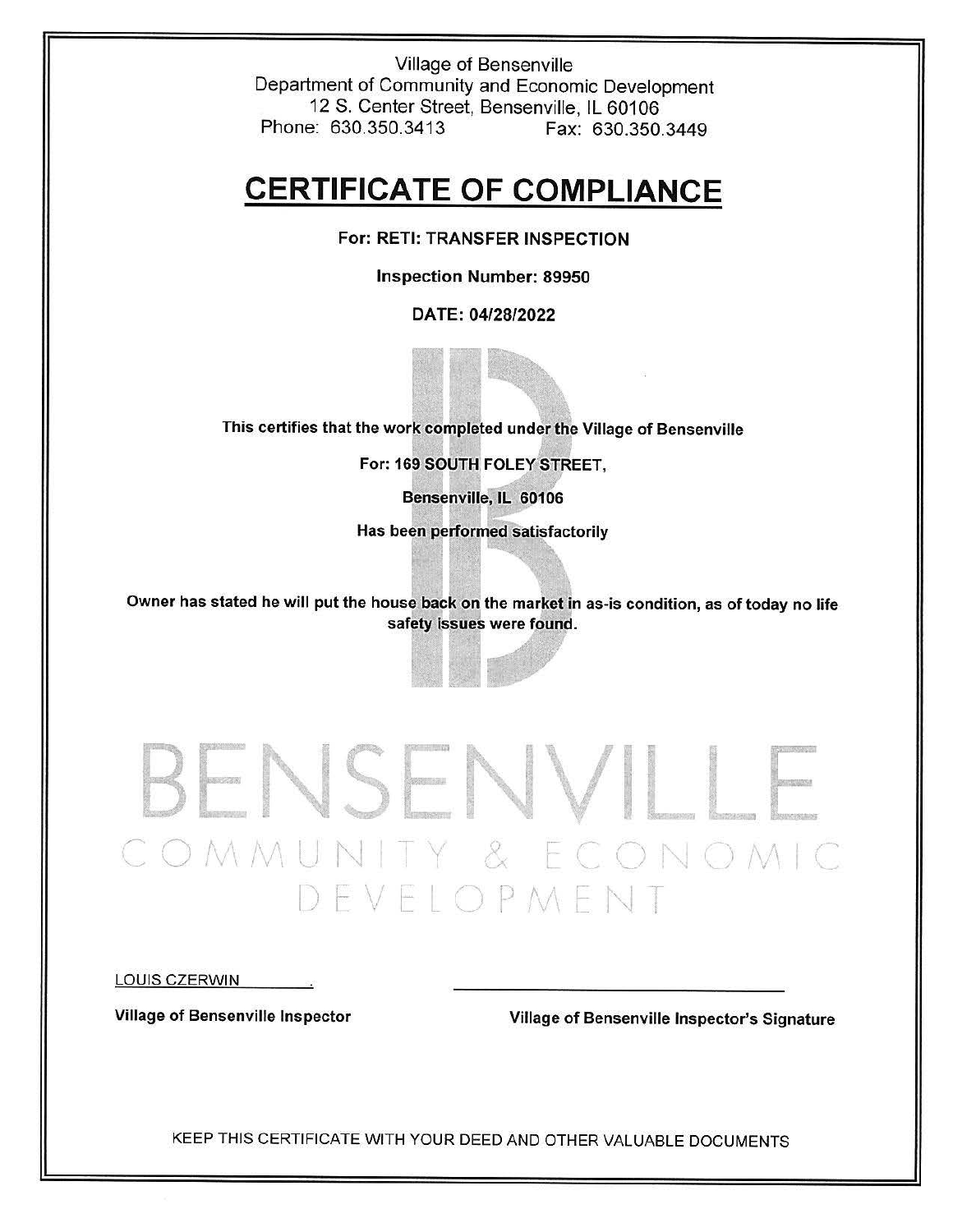Village of Bensenville
Department of Community and Economic Development
12 S. Center Street, Bensenville, IL 60106
Phone: 630.350.3413 Fax: 630.350.3449

# CERTIFICATE OF COMPLIANCE

**For: RETI: TRANSFER INSPECTION**

**Inspection Number: 89950**

**DATE: 04/28/2022**

**This certifies that the work completed under the Village of Bensenville**

**For: 169 SOUTH FOLEY STREET,**

**Bensenville, IL 60106**

**Has been performed satisfactorily**

**Owner has stated he will put the house back on the market in as-is condition, as of today no life safety issues were found.**

BENSENVILLE
COMMUNITY & ECONOMIC
DEVELOPMENT

LOUIS CZERWIN

**Village of Bensenville Inspector**

**Village of Bensenville Inspector's Signature**

KEEP THIS CERTIFICATE WITH YOUR DEED AND OTHER VALUABLE DOCUMENTS